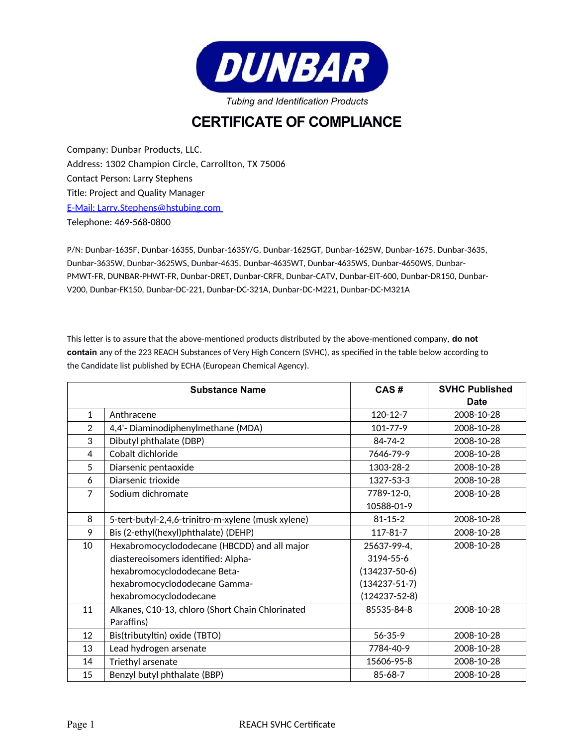# DUNBAR

*Tubing and Identification Products*

# CERTIFICATE OF COMPLIANCE

Company: Dunbar Products, LLC.
Address: 1302 Champion Circle, Carrollton, TX 75006
Contact Person: Larry Stephens
Title: Project and Quality Manager
E-Mail: Larry.Stephens@hstubing.com
Telephone: 469-568-0800

P/N: Dunbar-1635F, Dunbar-1635S, Dunbar-1635Y/G, Dunbar-1625GT, Dunbar-1625W, Dunbar-1675, Dunbar-3635, Dunbar-3635W, Dunbar-3625WS, Dunbar-4635, Dunbar-4635WT, Dunbar-4635WS, Dunbar-4650WS, Dunbar-PMWT-FR, DUNBAR-PHWT-FR, Dunbar-DRET, Dunbar-CRFR, Dunbar-CATV, Dunbar-EIT-600, Dunbar-DR150, Dunbar-V200, Dunbar-FK150, Dunbar-DC-221, Dunbar-DC-321A, Dunbar-DC-M221, Dunbar-DC-M321A

This letter is to assure that the above-mentioned products distributed by the above-mentioned company, **do not contain** any of the 223 REACH Substances of Very High Concern (SVHC), as specified in the table below according to the Candidate list published by ECHA (European Chemical Agency).

| | Substance Name | CAS # | SVHC Published Date |
|---|---|---|---|
| 1 | Anthracene | 120-12-7 | 2008-10-28 |
| 2 | 4,4'- Diaminodiphenylmethane (MDA) | 101-77-9 | 2008-10-28 |
| 3 | Dibutyl phthalate (DBP) | 84-74-2 | 2008-10-28 |
| 4 | Cobalt dichloride | 7646-79-9 | 2008-10-28 |
| 5 | Diarsenic pentaoxide | 1303-28-2 | 2008-10-28 |
| 6 | Diarsenic trioxide | 1327-53-3 | 2008-10-28 |
| 7 | Sodium dichromate | 7789-12-0, 10588-01-9 | 2008-10-28 |
| 8 | 5-tert-butyl-2,4,6-trinitro-m-xylene (musk xylene) | 81-15-2 | 2008-10-28 |
| 9 | Bis (2-ethyl(hexyl)phthalate) (DEHP) | 117-81-7 | 2008-10-28 |
| 10 | Hexabromocyclododecane (HBCDD) and all major diastereoisomers identified: Alpha-hexabromocyclododecane Beta-hexabromocyclododecane Gamma-hexabromocyclododecane | 25637-99-4, 3194-55-6 (134237-50-6) (134237-51-7) (124237-52-8) | 2008-10-28 |
| 11 | Alkanes, C10-13, chloro (Short Chain Chlorinated Paraffins) | 85535-84-8 | 2008-10-28 |
| 12 | Bis(tributyltin) oxide (TBTO) | 56-35-9 | 2008-10-28 |
| 13 | Lead hydrogen arsenate | 7784-40-9 | 2008-10-28 |
| 14 | Triethyl arsenate | 15606-95-8 | 2008-10-28 |
| 15 | Benzyl butyl phthalate (BBP) | 85-68-7 | 2008-10-28 |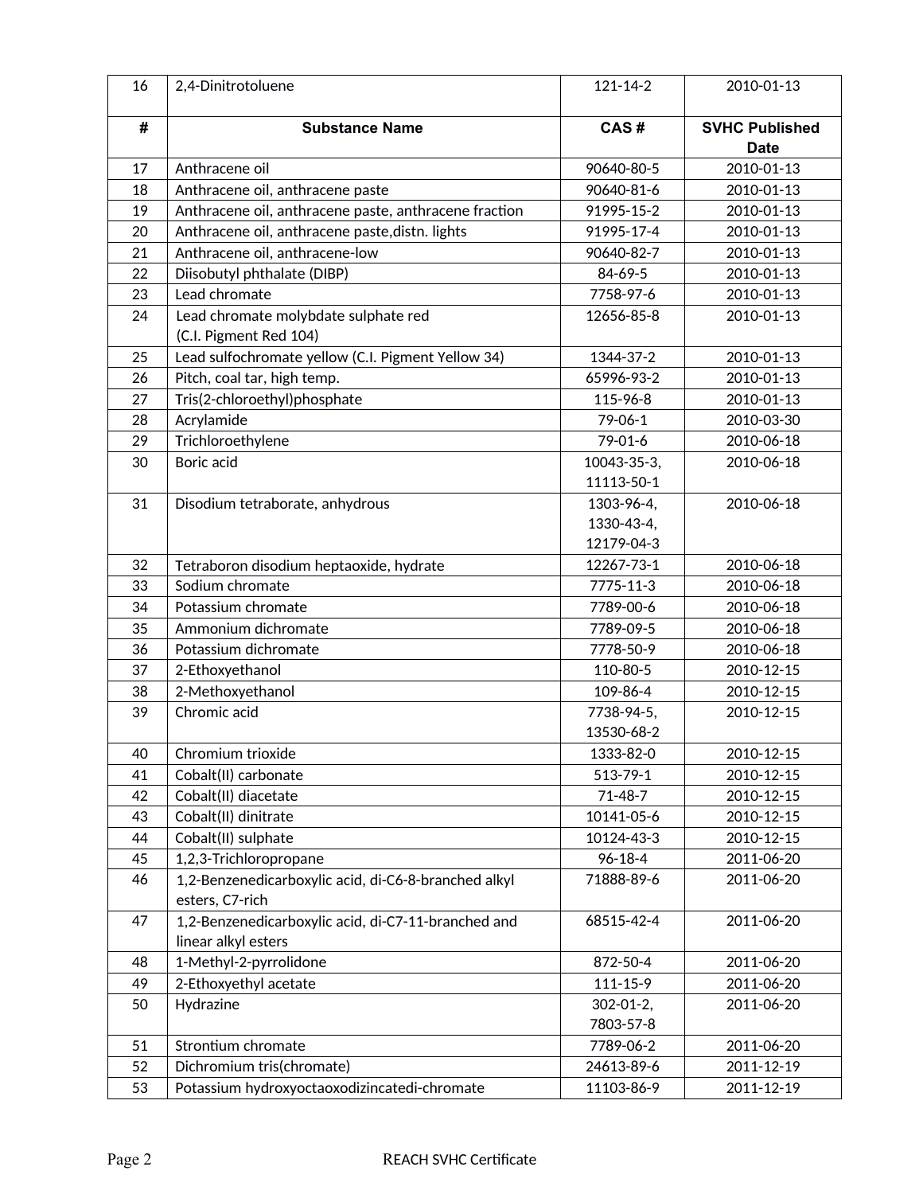| # | Substance Name | CAS # | SVHC Published Date |
|---|---|---|---|
| 16 | 2,4-Dinitrotoluene | 121-14-2 | 2010-01-13 |
| 17 | Anthracene oil | 90640-80-5 | 2010-01-13 |
| 18 | Anthracene oil, anthracene paste | 90640-81-6 | 2010-01-13 |
| 19 | Anthracene oil, anthracene paste, anthracene fraction | 91995-15-2 | 2010-01-13 |
| 20 | Anthracene oil, anthracene paste,distn. lights | 91995-17-4 | 2010-01-13 |
| 21 | Anthracene oil, anthracene-low | 90640-82-7 | 2010-01-13 |
| 22 | Diisobutyl phthalate (DIBP) | 84-69-5 | 2010-01-13 |
| 23 | Lead chromate | 7758-97-6 | 2010-01-13 |
| 24 | Lead chromate molybdate sulphate red (C.I. Pigment Red 104) | 12656-85-8 | 2010-01-13 |
| 25 | Lead sulfochromate yellow (C.I. Pigment Yellow 34) | 1344-37-2 | 2010-01-13 |
| 26 | Pitch, coal tar, high temp. | 65996-93-2 | 2010-01-13 |
| 27 | Tris(2-chloroethyl)phosphate | 115-96-8 | 2010-01-13 |
| 28 | Acrylamide | 79-06-1 | 2010-03-30 |
| 29 | Trichloroethylene | 79-01-6 | 2010-06-18 |
| 30 | Boric acid | 10043-35-3, 11113-50-1 | 2010-06-18 |
| 31 | Disodium tetraborate, anhydrous | 1303-96-4, 1330-43-4, 12179-04-3 | 2010-06-18 |
| 32 | Tetraboron disodium heptaoxide, hydrate | 12267-73-1 | 2010-06-18 |
| 33 | Sodium chromate | 7775-11-3 | 2010-06-18 |
| 34 | Potassium chromate | 7789-00-6 | 2010-06-18 |
| 35 | Ammonium dichromate | 7789-09-5 | 2010-06-18 |
| 36 | Potassium dichromate | 7778-50-9 | 2010-06-18 |
| 37 | 2-Ethoxyethanol | 110-80-5 | 2010-12-15 |
| 38 | 2-Methoxyethanol | 109-86-4 | 2010-12-15 |
| 39 | Chromic acid | 7738-94-5, 13530-68-2 | 2010-12-15 |
| 40 | Chromium trioxide | 1333-82-0 | 2010-12-15 |
| 41 | Cobalt(II) carbonate | 513-79-1 | 2010-12-15 |
| 42 | Cobalt(II) diacetate | 71-48-7 | 2010-12-15 |
| 43 | Cobalt(II) dinitrate | 10141-05-6 | 2010-12-15 |
| 44 | Cobalt(II) sulphate | 10124-43-3 | 2010-12-15 |
| 45 | 1,2,3-Trichloropropane | 96-18-4 | 2011-06-20 |
| 46 | 1,2-Benzenedicarboxylic acid, di-C6-8-branched alkyl esters, C7-rich | 71888-89-6 | 2011-06-20 |
| 47 | 1,2-Benzenedicarboxylic acid, di-C7-11-branched and linear alkyl esters | 68515-42-4 | 2011-06-20 |
| 48 | 1-Methyl-2-pyrrolidone | 872-50-4 | 2011-06-20 |
| 49 | 2-Ethoxyethyl acetate | 111-15-9 | 2011-06-20 |
| 50 | Hydrazine | 302-01-2, 7803-57-8 | 2011-06-20 |
| 51 | Strontium chromate | 7789-06-2 | 2011-06-20 |
| 52 | Dichromium tris(chromate) | 24613-89-6 | 2011-12-19 |
| 53 | Potassium hydroxyoctaoxodizincatedi-chromate | 11103-86-9 | 2011-12-19 |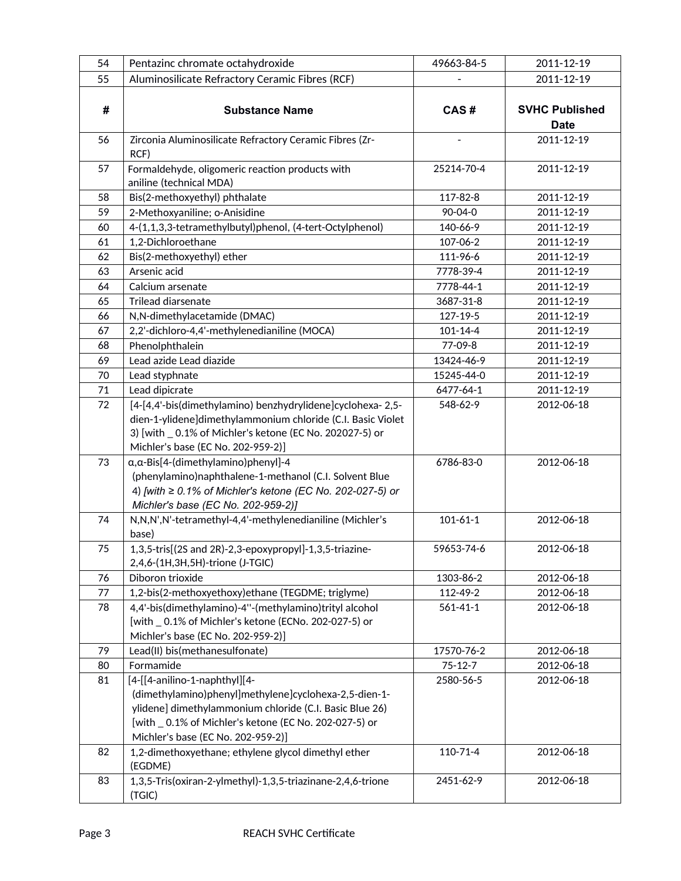| # | Substance Name | CAS # | SVHC Published Date |
|---|---|---|---|
| 54 | Pentazinc chromate octahydroxide | 49663-84-5 | 2011-12-19 |
| 55 | Aluminosilicate Refractory Ceramic Fibres (RCF) | - | 2011-12-19 |
| 56 | Zirconia Aluminosilicate Refractory Ceramic Fibres (Zr-RCF) | - | 2011-12-19 |
| 57 | Formaldehyde, oligomeric reaction products with aniline (technical MDA) | 25214-70-4 | 2011-12-19 |
| 58 | Bis(2-methoxyethyl) phthalate | 117-82-8 | 2011-12-19 |
| 59 | 2-Methoxyaniline; o-Anisidine | 90-04-0 | 2011-12-19 |
| 60 | 4-(1,1,3,3-tetramethylbutyl)phenol, (4-tert-Octylphenol) | 140-66-9 | 2011-12-19 |
| 61 | 1,2-Dichloroethane | 107-06-2 | 2011-12-19 |
| 62 | Bis(2-methoxyethyl) ether | 111-96-6 | 2011-12-19 |
| 63 | Arsenic acid | 7778-39-4 | 2011-12-19 |
| 64 | Calcium arsenate | 7778-44-1 | 2011-12-19 |
| 65 | Trilead diarsenate | 3687-31-8 | 2011-12-19 |
| 66 | N,N-dimethylacetamide (DMAC) | 127-19-5 | 2011-12-19 |
| 67 | 2,2'-dichloro-4,4'-methylenedianiline (MOCA) | 101-14-4 | 2011-12-19 |
| 68 | Phenolphthalein | 77-09-8 | 2011-12-19 |
| 69 | Lead azide Lead diazide | 13424-46-9 | 2011-12-19 |
| 70 | Lead styphnate | 15245-44-0 | 2011-12-19 |
| 71 | Lead dipicrate | 6477-64-1 | 2011-12-19 |
| 72 | [4-[4,4'-bis(dimethylamino) benzhydrylidene]cyclohexa- 2,5-dien-1-ylidene]dimethylammonium chloride (C.I. Basic Violet 3) [with _ 0.1% of Michler's ketone (EC No. 202027-5) or Michler's base (EC No. 202-959-2)] | 548-62-9 | 2012-06-18 |
| 73 | α,α-Bis[4-(dimethylamino)phenyl]-4 (phenylamino)naphthalene-1-methanol (C.I. Solvent Blue 4) *[with ≥ 0.1% of Michler's ketone (EC No. 202-027-5) or Michler's base (EC No. 202-959-2)]* | 6786-83-0 | 2012-06-18 |
| 74 | N,N,N',N'-tetramethyl-4,4'-methylenedianiline (Michler's base) | 101-61-1 | 2012-06-18 |
| 75 | 1,3,5-tris[(2S and 2R)-2,3-epoxypropyl]-1,3,5-triazine-2,4,6-(1H,3H,5H)-trione (J-TGIC) | 59653-74-6 | 2012-06-18 |
| 76 | Diboron trioxide | 1303-86-2 | 2012-06-18 |
| 77 | 1,2-bis(2-methoxyethoxy)ethane (TEGDME; triglyme) | 112-49-2 | 2012-06-18 |
| 78 | 4,4'-bis(dimethylamino)-4''-(methylamino)trityl alcohol [with _ 0.1% of Michler's ketone (ECNo. 202-027-5) or Michler's base (EC No. 202-959-2)] | 561-41-1 | 2012-06-18 |
| 79 | Lead(II) bis(methanesulfonate) | 17570-76-2 | 2012-06-18 |
| 80 | Formamide | 75-12-7 | 2012-06-18 |
| 81 | [4-[[4-anilino-1-naphthyl][4-(dimethylamino)phenyl]methylene]cyclohexa-2,5-dien-1-ylidene] dimethylammonium chloride (C.I. Basic Blue 26) [with _ 0.1% of Michler's ketone (EC No. 202-027-5) or Michler's base (EC No. 202-959-2)] | 2580-56-5 | 2012-06-18 |
| 82 | 1,2-dimethoxyethane; ethylene glycol dimethyl ether (EGDME) | 110-71-4 | 2012-06-18 |
| 83 | 1,3,5-Tris(oxiran-2-ylmethyl)-1,3,5-triazinane-2,4,6-trione (TGIC) | 2451-62-9 | 2012-06-18 |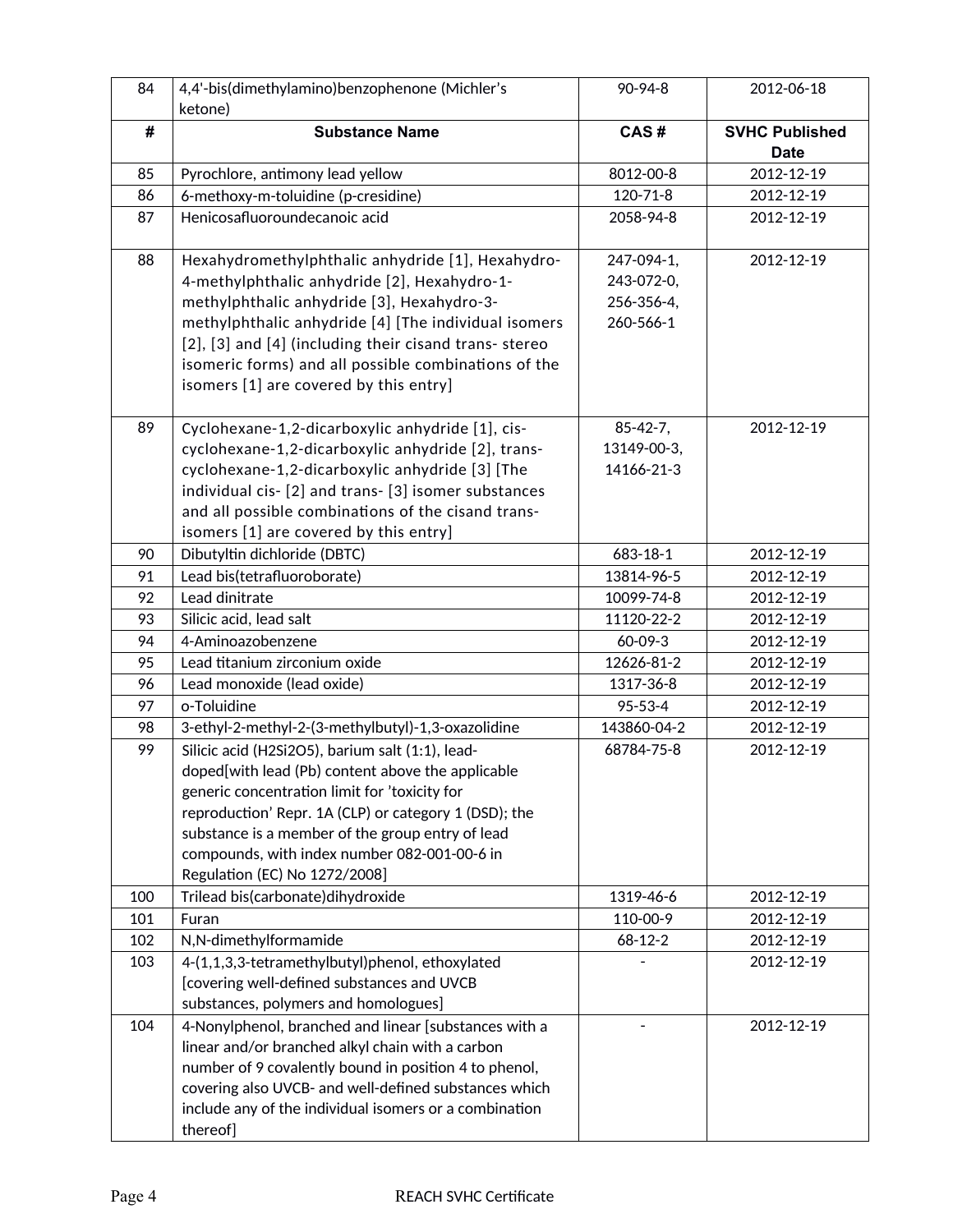| # | Substance Name | CAS # | SVHC Published Date |
|---|---|---|---|
| 84 | 4,4'-bis(dimethylamino)benzophenone (Michler's ketone) | 90-94-8 | 2012-06-18 |
| 85 | Pyrochlore, antimony lead yellow | 8012-00-8 | 2012-12-19 |
| 86 | 6-methoxy-m-toluidine (p-cresidine) | 120-71-8 | 2012-12-19 |
| 87 | Henicosafluoroundecanoic acid | 2058-94-8 | 2012-12-19 |
| 88 | Hexahydromethylphthalic anhydride [1], Hexahydro-4-methylphthalic anhydride [2], Hexahydro-1-methylphthalic anhydride [3], Hexahydro-3-methylphthalic anhydride [4] [The individual isomers [2], [3] and [4] (including their cisand trans- stereo isomeric forms) and all possible combinations of the isomers [1] are covered by this entry] | 247-094-1, 243-072-0, 256-356-4, 260-566-1 | 2012-12-19 |
| 89 | Cyclohexane-1,2-dicarboxylic anhydride [1], cis-cyclohexane-1,2-dicarboxylic anhydride [2], trans-cyclohexane-1,2-dicarboxylic anhydride [3] [The individual cis- [2] and trans- [3] isomer substances and all possible combinations of the cisand trans-isomers [1] are covered by this entry] | 85-42-7, 13149-00-3, 14166-21-3 | 2012-12-19 |
| 90 | Dibutyltin dichloride (DBTC) | 683-18-1 | 2012-12-19 |
| 91 | Lead bis(tetrafluoroborate) | 13814-96-5 | 2012-12-19 |
| 92 | Lead dinitrate | 10099-74-8 | 2012-12-19 |
| 93 | Silicic acid, lead salt | 11120-22-2 | 2012-12-19 |
| 94 | 4-Aminoazobenzene | 60-09-3 | 2012-12-19 |
| 95 | Lead titanium zirconium oxide | 12626-81-2 | 2012-12-19 |
| 96 | Lead monoxide (lead oxide) | 1317-36-8 | 2012-12-19 |
| 97 | o-Toluidine | 95-53-4 | 2012-12-19 |
| 98 | 3-ethyl-2-methyl-2-(3-methylbutyl)-1,3-oxazolidine | 143860-04-2 | 2012-12-19 |
| 99 | Silicic acid ($H_2Si_2O_5$), barium salt (1:1), lead-doped[with lead (Pb) content above the applicable generic concentration limit for 'toxicity for reproduction' Repr. 1A (CLP) or category 1 (DSD); the substance is a member of the group entry of lead compounds, with index number 082-001-00-6 in Regulation (EC) No 1272/2008] | 68784-75-8 | 2012-12-19 |
| 100 | Trilead bis(carbonate)dihydroxide | 1319-46-6 | 2012-12-19 |
| 101 | Furan | 110-00-9 | 2012-12-19 |
| 102 | N,N-dimethylformamide | 68-12-2 | 2012-12-19 |
| 103 | 4-(1,1,3,3-tetramethylbutyl)phenol, ethoxylated [covering well-defined substances and UVCB substances, polymers and homologues] | - | 2012-12-19 |
| 104 | 4-Nonylphenol, branched and linear [substances with a linear and/or branched alkyl chain with a carbon number of 9 covalently bound in position 4 to phenol, covering also UVCB- and well-defined substances which include any of the individual isomers or a combination thereof] | - | 2012-12-19 |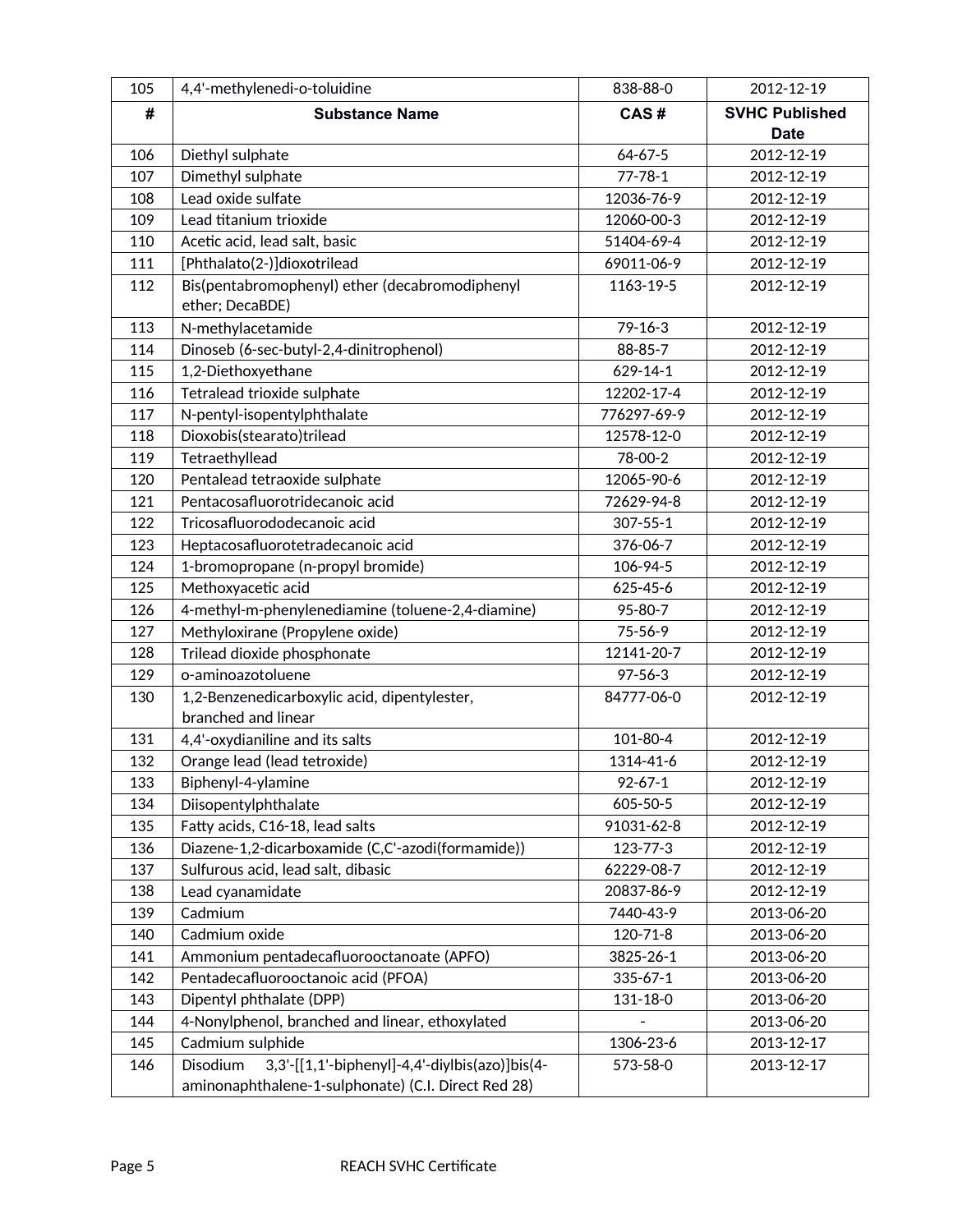| # | Substance Name | CAS # | SVHC Published Date |
|---|---|---|---|
| 105 | 4,4'-methylenedi-o-toluidine | 838-88-0 | 2012-12-19 |
| 106 | Diethyl sulphate | 64-67-5 | 2012-12-19 |
| 107 | Dimethyl sulphate | 77-78-1 | 2012-12-19 |
| 108 | Lead oxide sulfate | 12036-76-9 | 2012-12-19 |
| 109 | Lead titanium trioxide | 12060-00-3 | 2012-12-19 |
| 110 | Acetic acid, lead salt, basic | 51404-69-4 | 2012-12-19 |
| 111 | [Phthalato(2-)]dioxotrilead | 69011-06-9 | 2012-12-19 |
| 112 | Bis(pentabromophenyl) ether (decabromodiphenyl ether; DecaBDE) | 1163-19-5 | 2012-12-19 |
| 113 | N-methylacetamide | 79-16-3 | 2012-12-19 |
| 114 | Dinoseb (6-sec-butyl-2,4-dinitrophenol) | 88-85-7 | 2012-12-19 |
| 115 | 1,2-Diethoxyethane | 629-14-1 | 2012-12-19 |
| 116 | Tetralead trioxide sulphate | 12202-17-4 | 2012-12-19 |
| 117 | N-pentyl-isopentylphthalate | 776297-69-9 | 2012-12-19 |
| 118 | Dioxobis(stearato)trilead | 12578-12-0 | 2012-12-19 |
| 119 | Tetraethyllead | 78-00-2 | 2012-12-19 |
| 120 | Pentalead tetraoxide sulphate | 12065-90-6 | 2012-12-19 |
| 121 | Pentacosafluorotridecanoic acid | 72629-94-8 | 2012-12-19 |
| 122 | Tricosafluorododecanoic acid | 307-55-1 | 2012-12-19 |
| 123 | Heptacosafluorotetradecanoic acid | 376-06-7 | 2012-12-19 |
| 124 | 1-bromopropane (n-propyl bromide) | 106-94-5 | 2012-12-19 |
| 125 | Methoxyacetic acid | 625-45-6 | 2012-12-19 |
| 126 | 4-methyl-m-phenylenediamine (toluene-2,4-diamine) | 95-80-7 | 2012-12-19 |
| 127 | Methyloxirane (Propylene oxide) | 75-56-9 | 2012-12-19 |
| 128 | Trilead dioxide phosphonate | 12141-20-7 | 2012-12-19 |
| 129 | o-aminoazotoluene | 97-56-3 | 2012-12-19 |
| 130 | 1,2-Benzenedicarboxylic acid, dipentylester, branched and linear | 84777-06-0 | 2012-12-19 |
| 131 | 4,4'-oxydianiline and its salts | 101-80-4 | 2012-12-19 |
| 132 | Orange lead (lead tetroxide) | 1314-41-6 | 2012-12-19 |
| 133 | Biphenyl-4-ylamine | 92-67-1 | 2012-12-19 |
| 134 | Diisopentylphthalate | 605-50-5 | 2012-12-19 |
| 135 | Fatty acids, C16-18, lead salts | 91031-62-8 | 2012-12-19 |
| 136 | Diazene-1,2-dicarboxamide (C,C'-azodi(formamide)) | 123-77-3 | 2012-12-19 |
| 137 | Sulfurous acid, lead salt, dibasic | 62229-08-7 | 2012-12-19 |
| 138 | Lead cyanamidate | 20837-86-9 | 2012-12-19 |
| 139 | Cadmium | 7440-43-9 | 2013-06-20 |
| 140 | Cadmium oxide | 120-71-8 | 2013-06-20 |
| 141 | Ammonium pentadecafluorooctanoate (APFO) | 3825-26-1 | 2013-06-20 |
| 142 | Pentadecafluorooctanoic acid (PFOA) | 335-67-1 | 2013-06-20 |
| 143 | Dipentyl phthalate (DPP) | 131-18-0 | 2013-06-20 |
| 144 | 4-Nonylphenol, branched and linear, ethoxylated | - | 2013-06-20 |
| 145 | Cadmium sulphide | 1306-23-6 | 2013-12-17 |
| 146 | Disodium 3,3'-[[1,1'-biphenyl]-4,4'-diylbis(azo)]bis(4-aminonaphthalene-1-sulphonate) (C.I. Direct Red 28) | 573-58-0 | 2013-12-17 |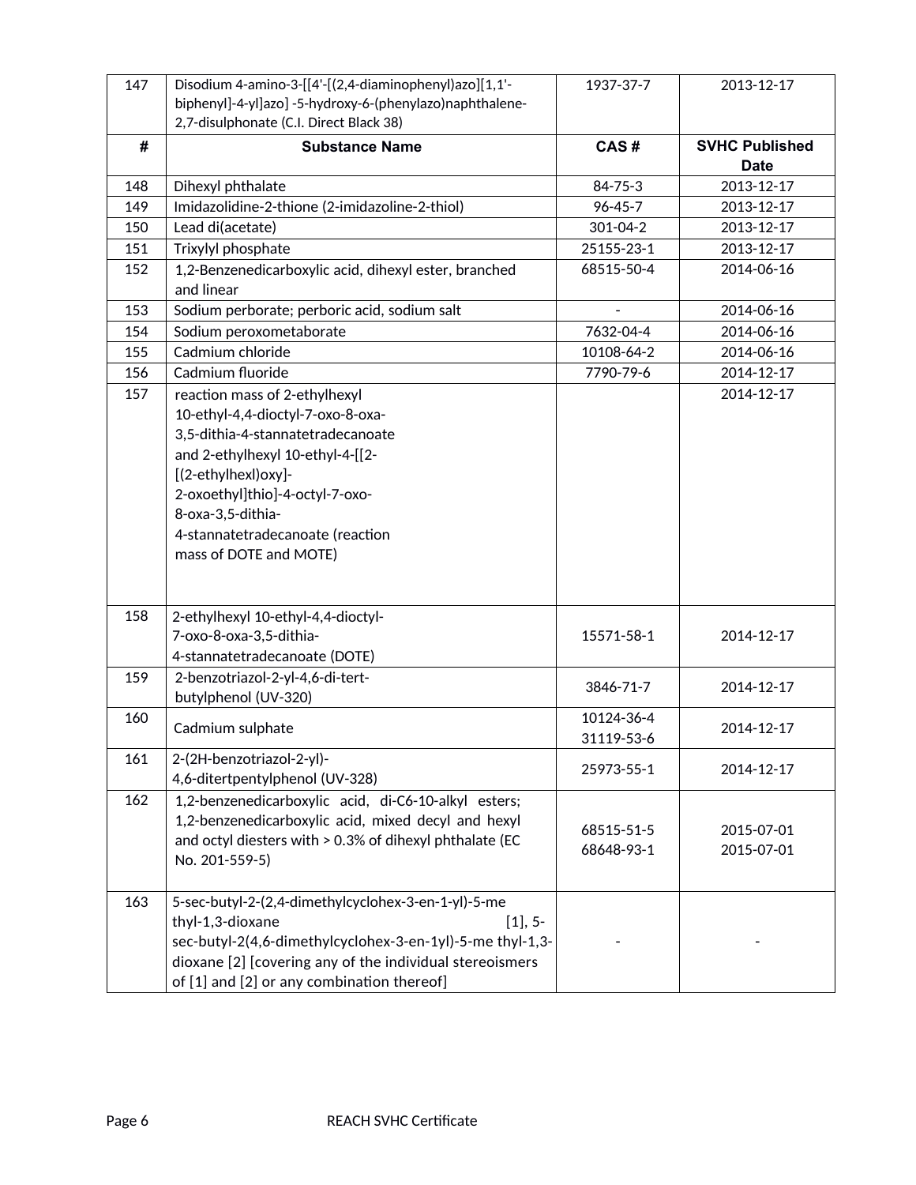| # | Substance Name | CAS # | SVHC Published Date |
|---|---|---|---|
| 147 | Disodium 4-amino-3-[[4'-[(2,4-diaminophenyl)azo][1,1'-biphenyl]-4-yl]azo] -5-hydroxy-6-(phenylazo)naphthalene-2,7-disulphonate (C.I. Direct Black 38) | 1937-37-7 | 2013-12-17 |
| 148 | Dihexyl phthalate | 84-75-3 | 2013-12-17 |
| 149 | Imidazolidine-2-thione (2-imidazoline-2-thiol) | 96-45-7 | 2013-12-17 |
| 150 | Lead di(acetate) | 301-04-2 | 2013-12-17 |
| 151 | Trixylyl phosphate | 25155-23-1 | 2013-12-17 |
| 152 | 1,2-Benzenedicarboxylic acid, dihexyl ester, branched and linear | 68515-50-4 | 2014-06-16 |
| 153 | Sodium perborate; perboric acid, sodium salt | - | 2014-06-16 |
| 154 | Sodium peroxometaborate | 7632-04-4 | 2014-06-16 |
| 155 | Cadmium chloride | 10108-64-2 | 2014-06-16 |
| 156 | Cadmium fluoride | 7790-79-6 | 2014-12-17 |
| 157 | reaction mass of 2-ethylhexyl 10-ethyl-4,4-dioctyl-7-oxo-8-oxa-3,5-dithia-4-stannatetradecanoate and 2-ethylhexyl 10-ethyl-4-[[2-[(2-ethylhexl)oxy]-2-oxoethyl]thio]-4-octyl-7-oxo-8-oxa-3,5-dithia-4-stannatetradecanoate (reaction mass of DOTE and MOTE) | | 2014-12-17 |
| 158 | 2-ethylhexyl 10-ethyl-4,4-dioctyl-7-oxo-8-oxa-3,5-dithia-4-stannatetradecanoate (DOTE) | 15571-58-1 | 2014-12-17 |
| 159 | 2-benzotriazol-2-yl-4,6-di-tert-butylphenol (UV-320) | 3846-71-7 | 2014-12-17 |
| 160 | Cadmium sulphate | 10124-36-4<br>31119-53-6 | 2014-12-17 |
| 161 | 2-(2H-benzotriazol-2-yl)-4,6-ditertpentylphenol (UV-328) | 25973-55-1 | 2014-12-17 |
| 162 | 1,2-benzenedicarboxylic acid, di-C6-10-alkyl esters; 1,2-benzenedicarboxylic acid, mixed decyl and hexyl and octyl diesters with > 0.3% of dihexyl phthalate (EC No. 201-559-5) | 68515-51-5<br>68648-93-1 | 2015-07-01<br>2015-07-01 |
| 163 | 5-sec-butyl-2-(2,4-dimethylcyclohex-3-en-1-yl)-5-me thyl-1,3-dioxane [1], 5-sec-butyl-2(4,6-dimethylcyclohex-3-en-1yl)-5-me thyl-1,3-dioxane [2] [covering any of the individual stereoismers of [1] and [2] or any combination thereof] | - | - |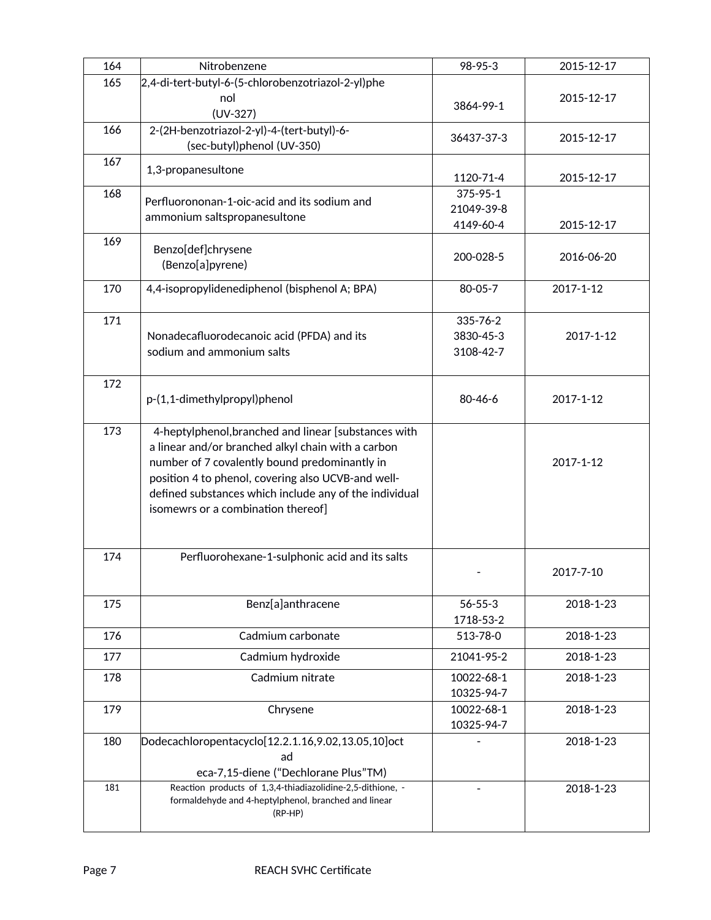| 164 | Nitrobenzene | 98-95-3 | 2015-12-17 |
|---|---|---|---|
| 165 | 2,4-di-tert-butyl-6-(5-chlorobenzotriazol-2-yl)phenol (UV-327) | 3864-99-1 | 2015-12-17 |
| 166 | 2-(2H-benzotriazol-2-yl)-4-(tert-butyl)-6-(sec-butyl)phenol (UV-350) | 36437-37-3 | 2015-12-17 |
| 167 | 1,3-propanesultone | 1120-71-4 | 2015-12-17 |
| 168 | Perfluorononan-1-oic-acid and its sodium and ammonium saltspropanesultone | 375-95-1<br>21049-39-8<br>4149-60-4 | 2015-12-17 |
| 169 | Benzo[def]chrysene (Benzo[a]pyrene) | 200-028-5 | 2016-06-20 |
| 170 | 4,4-isopropylidenediphenol (bisphenol A; BPA) | 80-05-7 | 2017-1-12 |
| 171 | Nonadecafluorodecanoic acid (PFDA) and its sodium and ammonium salts | 335-76-2<br>3830-45-3<br>3108-42-7 | 2017-1-12 |
| 172 | p-(1,1-dimethylpropyl)phenol | 80-46-6 | 2017-1-12 |
| 173 | 4-heptylphenol,branched and linear [substances with a linear and/or branched alkyl chain with a carbon number of 7 covalently bound predominantly in position 4 to phenol, covering also UCVB-and well-defined substances which include any of the individual isomewrs or a combination thereof] | | 2017-1-12 |
| 174 | Perfluorohexane-1-sulphonic acid and its salts | - | 2017-7-10 |
| 175 | Benz[a]anthracene | 56-55-3<br>1718-53-2 | 2018-1-23 |
| 176 | Cadmium carbonate | 513-78-0 | 2018-1-23 |
| 177 | Cadmium hydroxide | 21041-95-2 | 2018-1-23 |
| 178 | Cadmium nitrate | 10022-68-1<br>10325-94-7 | 2018-1-23 |
| 179 | Chrysene | 10022-68-1<br>10325-94-7 | 2018-1-23 |
| 180 | Dodecachloropentacyclo[12.2.1.16,9.02,13.05,10]octadeca-7,15-diene ("Dechlorane Plus"TM) | - | 2018-1-23 |
| 181 | Reaction products of 1,3,4-thiadiazolidine-2,5-dithione, -formaldehyde and 4-heptylphenol, branched and linear (RP-HP) | - | 2018-1-23 |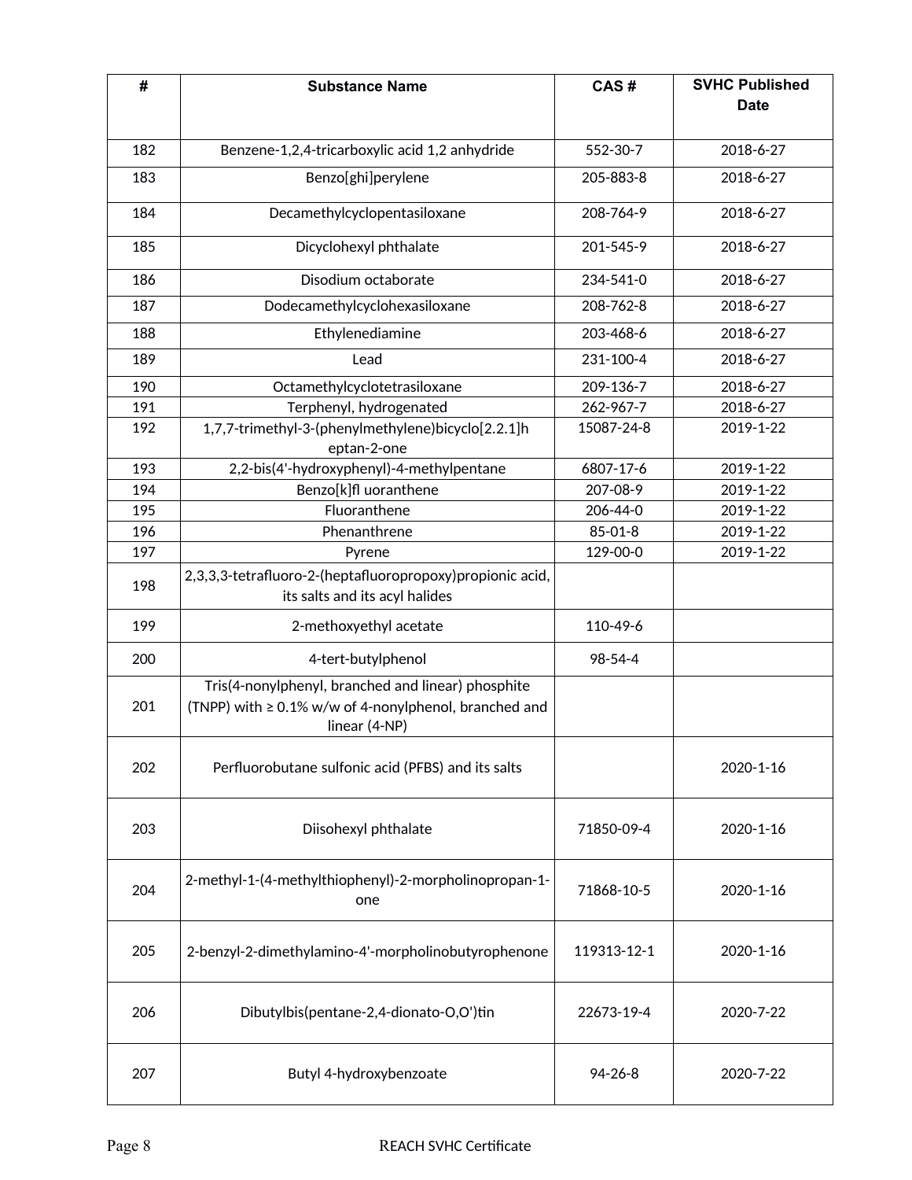| # | Substance Name | CAS # | SVHC Published Date |
|---|---|---|---|
| 182 | Benzene-1,2,4-tricarboxylic acid 1,2 anhydride | 552-30-7 | 2018-6-27 |
| 183 | Benzo[ghi]perylene | 205-883-8 | 2018-6-27 |
| 184 | Decamethylcyclopentasiloxane | 208-764-9 | 2018-6-27 |
| 185 | Dicyclohexyl phthalate | 201-545-9 | 2018-6-27 |
| 186 | Disodium octaborate | 234-541-0 | 2018-6-27 |
| 187 | Dodecamethylcyclohexasiloxane | 208-762-8 | 2018-6-27 |
| 188 | Ethylenediamine | 203-468-6 | 2018-6-27 |
| 189 | Lead | 231-100-4 | 2018-6-27 |
| 190 | Octamethylcyclotetrasiloxane | 209-136-7 | 2018-6-27 |
| 191 | Terphenyl, hydrogenated | 262-967-7 | 2018-6-27 |
| 192 | 1,7,7-trimethyl-3-(phenylmethylene)bicyclo[2.2.1]heptan-2-one | 15087-24-8 | 2019-1-22 |
| 193 | 2,2-bis(4'-hydroxyphenyl)-4-methylpentane | 6807-17-6 | 2019-1-22 |
| 194 | Benzo[k]fl uoranthene | 207-08-9 | 2019-1-22 |
| 195 | Fluoranthene | 206-44-0 | 2019-1-22 |
| 196 | Phenanthrene | 85-01-8 | 2019-1-22 |
| 197 | Pyrene | 129-00-0 | 2019-1-22 |
| 198 | 2,3,3,3-tetrafluoro-2-(heptafluoropropoxy)propionic acid, its salts and its acyl halides | | |
| 199 | 2-methoxyethyl acetate | 110-49-6 | |
| 200 | 4-tert-butylphenol | 98-54-4 | |
| 201 | Tris(4-nonylphenyl, branched and linear) phosphite (TNPP) with ≥ 0.1% w/w of 4-nonylphenol, branched and linear (4-NP) | | |
| 202 | Perfluorobutane sulfonic acid (PFBS) and its salts | | 2020-1-16 |
| 203 | Diisohexyl phthalate | 71850-09-4 | 2020-1-16 |
| 204 | 2-methyl-1-(4-methylthiophenyl)-2-morpholinopropan-1-one | 71868-10-5 | 2020-1-16 |
| 205 | 2-benzyl-2-dimethylamino-4'-morpholinobutyrophenone | 119313-12-1 | 2020-1-16 |
| 206 | Dibutylbis(pentane-2,4-dionato-O,O')tin | 22673-19-4 | 2020-7-22 |
| 207 | Butyl 4-hydroxybenzoate | 94-26-8 | 2020-7-22 |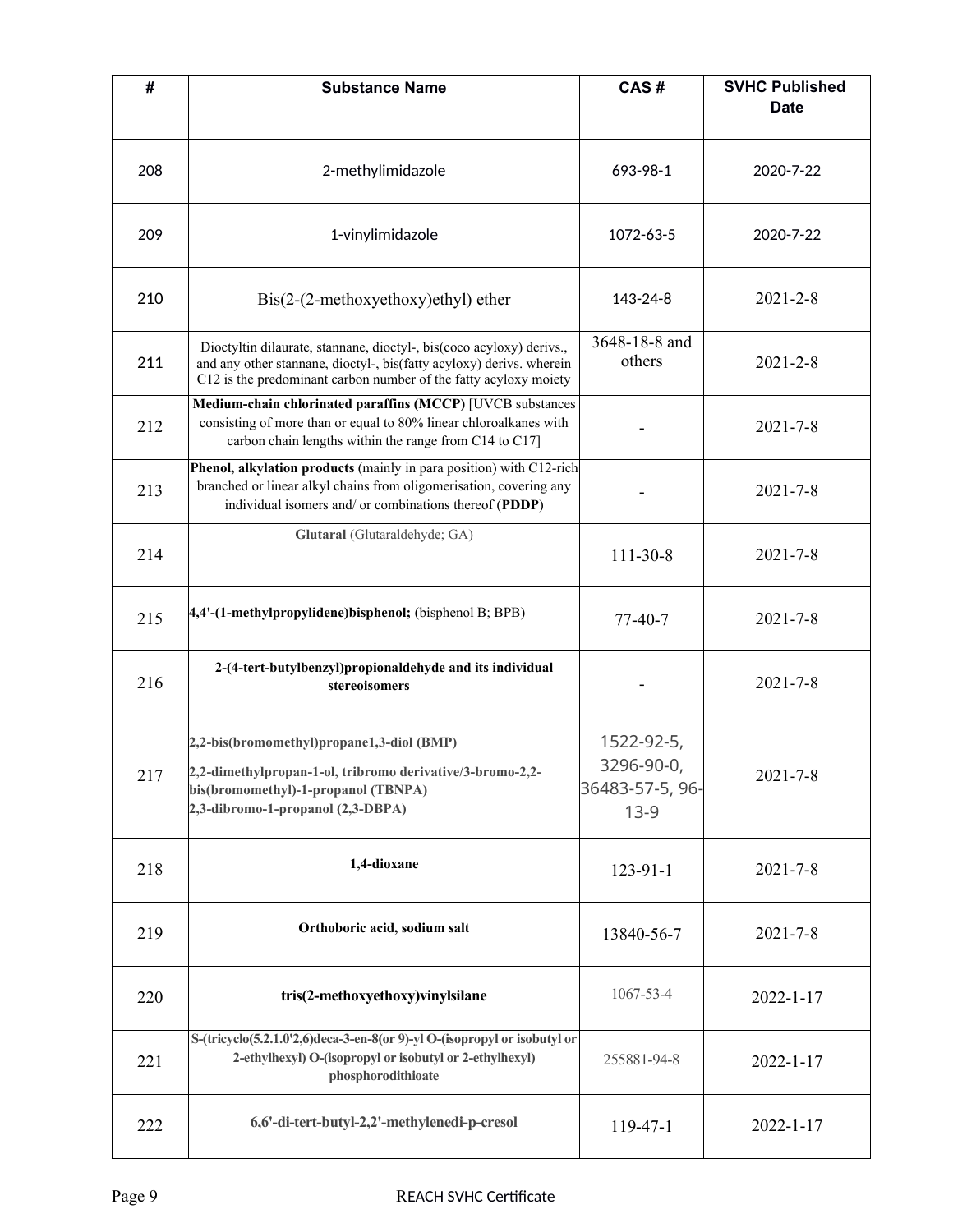| # | Substance Name | CAS # | SVHC Published Date |
|---|---|---|---|
| 208 | 2-methylimidazole | 693-98-1 | 2020-7-22 |
| 209 | 1-vinylimidazole | 1072-63-5 | 2020-7-22 |
| 210 | Bis(2-(2-methoxyethoxy)ethyl) ether | 143-24-8 | 2021-2-8 |
| 211 | Dioctyltin dilaurate, stannane, dioctyl-, bis(coco acyloxy) derivs., and any other stannane, dioctyl-, bis(fatty acyloxy) derivs. wherein C12 is the predominant carbon number of the fatty acyloxy moiety | 3648-18-8 and others | 2021-2-8 |
| 212 | **Medium-chain chlorinated paraffins (MCCP)** [UVCB substances consisting of more than or equal to 80% linear chloroalkanes with carbon chain lengths within the range from C14 to C17] | - | 2021-7-8 |
| 213 | **Phenol, alkylation products** (mainly in para position) with C12-rich branched or linear alkyl chains from oligomerisation, covering any individual isomers and/ or combinations thereof (**PDDP**) | - | 2021-7-8 |
| 214 | **Glutaral** (Glutaraldehyde; GA) | 111-30-8 | 2021-7-8 |
| 215 | **4,4'-(1-methylpropylidene)bisphenol;** (bisphenol B; BPB) | 77-40-7 | 2021-7-8 |
| 216 | **2-(4-tert-butylbenzyl)propionaldehyde and its individual stereoisomers** | - | 2021-7-8 |
| 217 | **2,2-bis(bromomethyl)propane1,3-diol (BMP)**<br>**2,2-dimethylpropan-1-ol, tribromo derivative/3-bromo-2,2-bis(bromomethyl)-1-propanol (TBNPA)**<br>**2,3-dibromo-1-propanol (2,3-DBPA)** | 1522-92-5, 3296-90-0, 36483-57-5, 96-13-9 | 2021-7-8 |
| 218 | **1,4-dioxane** | 123-91-1 | 2021-7-8 |
| 219 | **Orthoboric acid, sodium salt** | 13840-56-7 | 2021-7-8 |
| 220 | **tris(2-methoxyethoxy)vinylsilane** | 1067-53-4 | 2022-1-17 |
| 221 | **S-(tricyclo(5.2.1.0'2,6)deca-3-en-8(or 9)-yl O-(isopropyl or isobutyl or 2-ethylhexyl) O-(isopropyl or isobutyl or 2-ethylhexyl) phosphorodithioate** | 255881-94-8 | 2022-1-17 |
| 222 | **6,6'-di-tert-butyl-2,2'-methylenedi-p-cresol** | 119-47-1 | 2022-1-17 |

REACH SVHC Certificate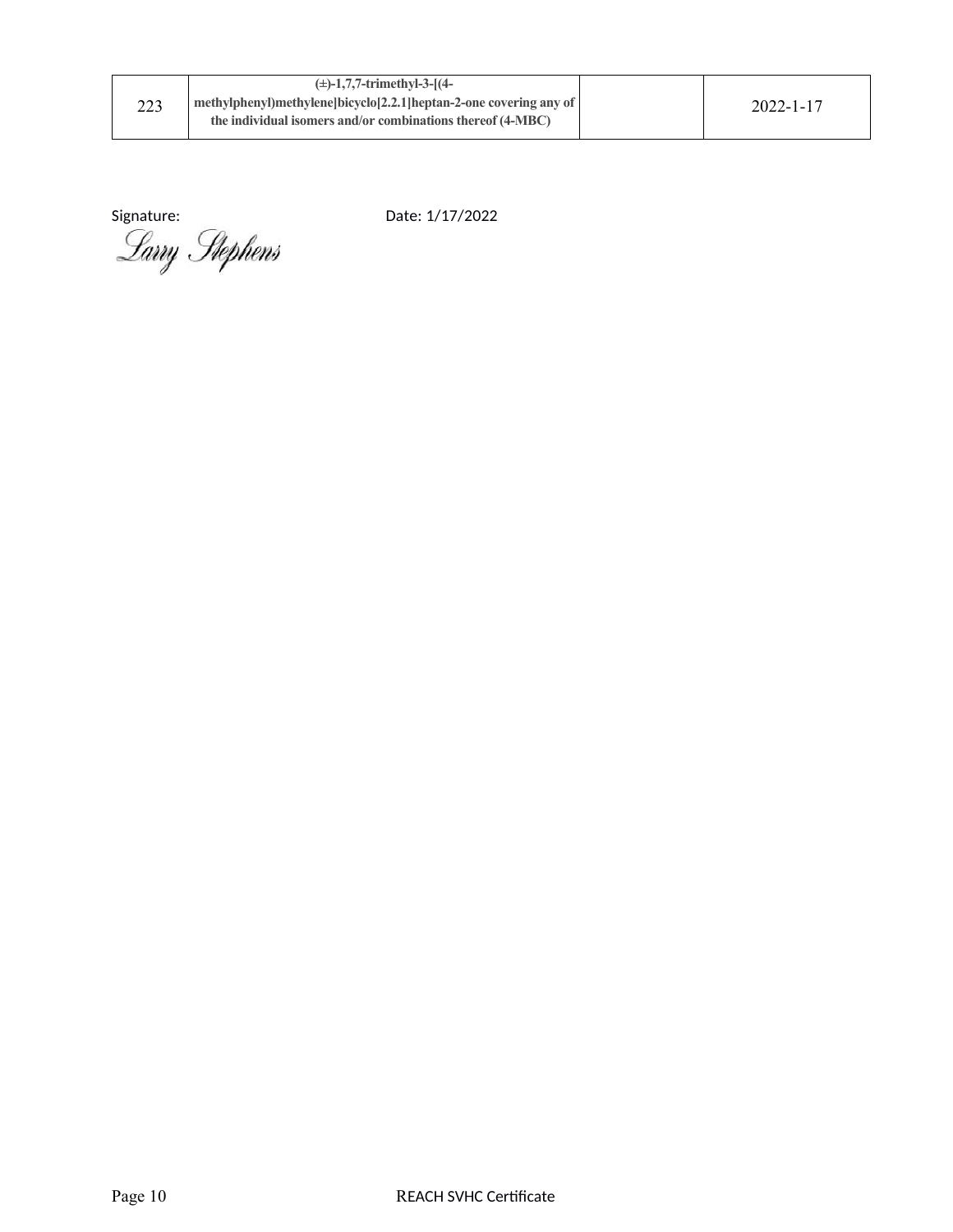| | | | |
|---|---|---|---|
| 223 | **(±)-1,7,7-trimethyl-3-[(4-methylphenyl)methylene]bicyclo[2.2.1]heptan-2-one covering any of the individual isomers and/or combinations thereof (4-MBC)** | | 2022-1-17 |

Signature: Larry Stephens

Date: 1/17/2022

REACH SVHC Certificate